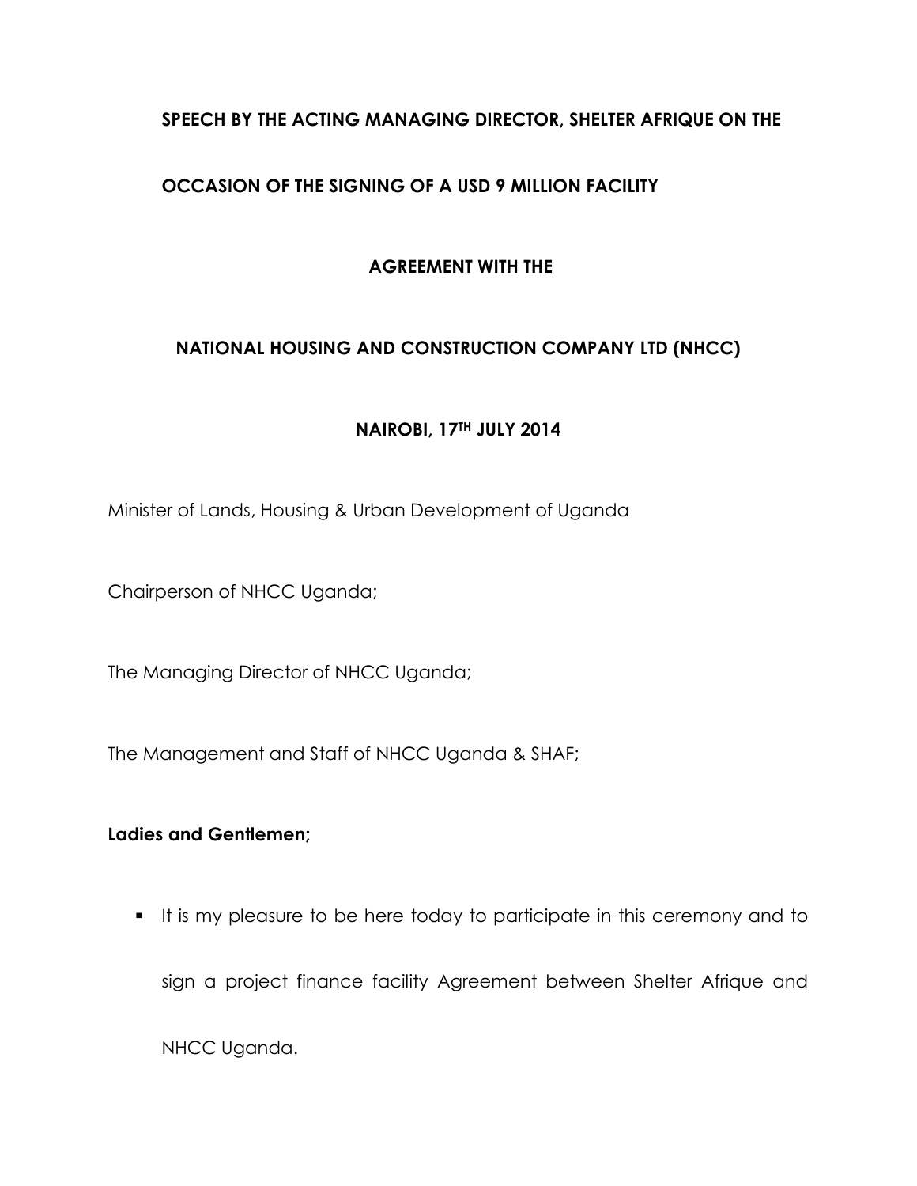**SPEECH BY THE ACTING MANAGING DIRECTOR, SHELTER AFRIQUE ON THE OCCASION OF THE SIGNING OF A USD 9 MILLION FACILITY AGREEMENT WITH THE NATIONAL HOUSING AND CONSTRUCTION COMPANY LTD (NHCC)**

**NAIROBI, 17TH JULY 2014**

Minister of Lands, Housing & Urban Development of Uganda

Chairperson of NHCC Uganda;

The Managing Director of NHCC Uganda;

The Management and Staff of NHCC Uganda & SHAF;

**Ladies and Gentlemen;**

- It is my pleasure to be here today to participate in this ceremony and to sign a project finance facility Agreement between Shelter Afrique and NHCC Uganda.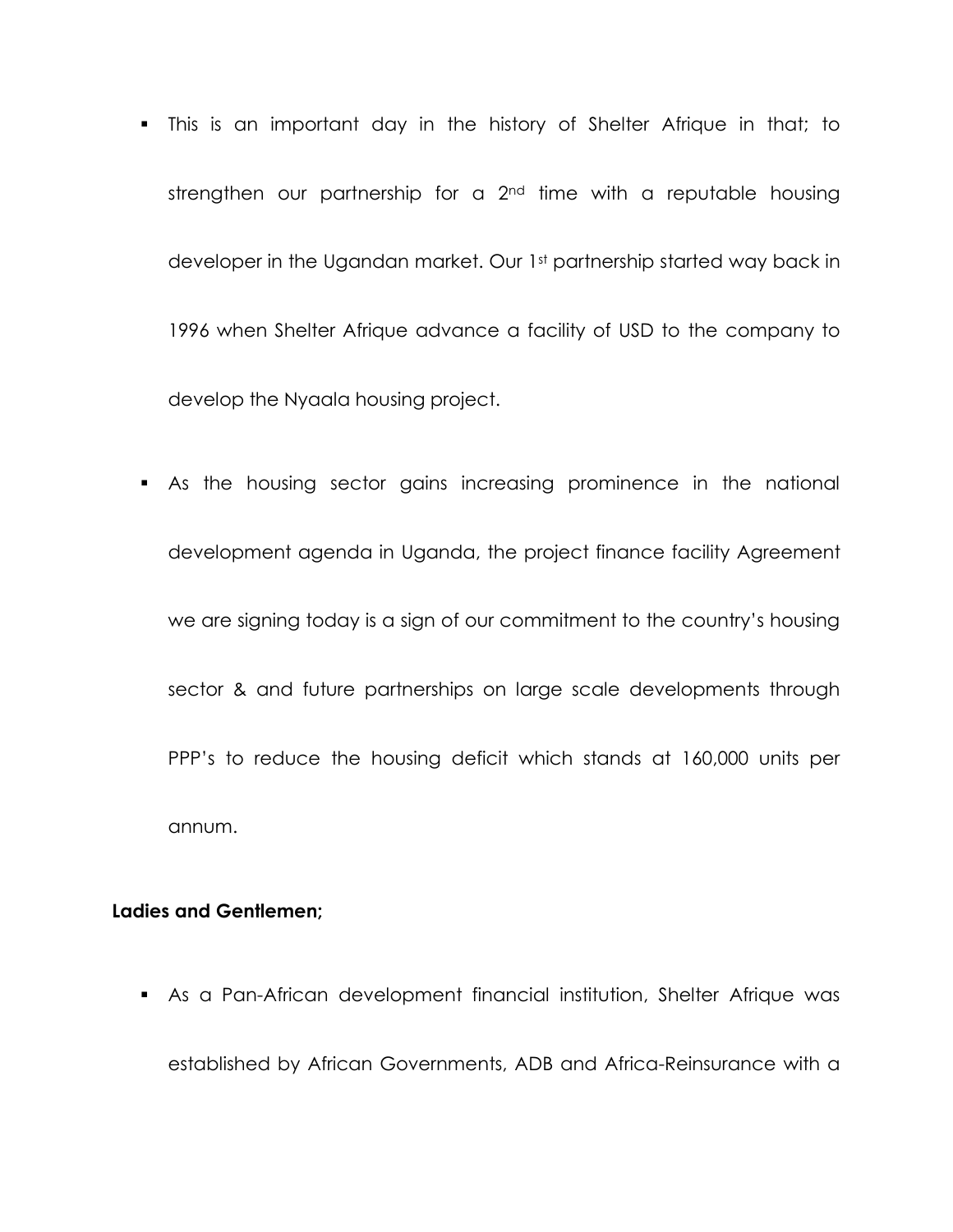- This is an important day in the history of Shelter Afrique in that; to strengthen our partnership for a 2nd time with a reputable housing developer in the Ugandan market. Our 1st partnership started way back in 1996 when Shelter Afrique advance a facility of USD to the company to develop the Nyaala housing project.

- As the housing sector gains increasing prominence in the national development agenda in Uganda, the project finance facility Agreement we are signing today is a sign of our commitment to the country's housing sector & and future partnerships on large scale developments through PPP's to reduce the housing deficit which stands at 160,000 units per annum.

**Ladies and Gentlemen;**

- As a Pan-African development financial institution, Shelter Afrique was established by African Governments, ADB and Africa-Reinsurance with a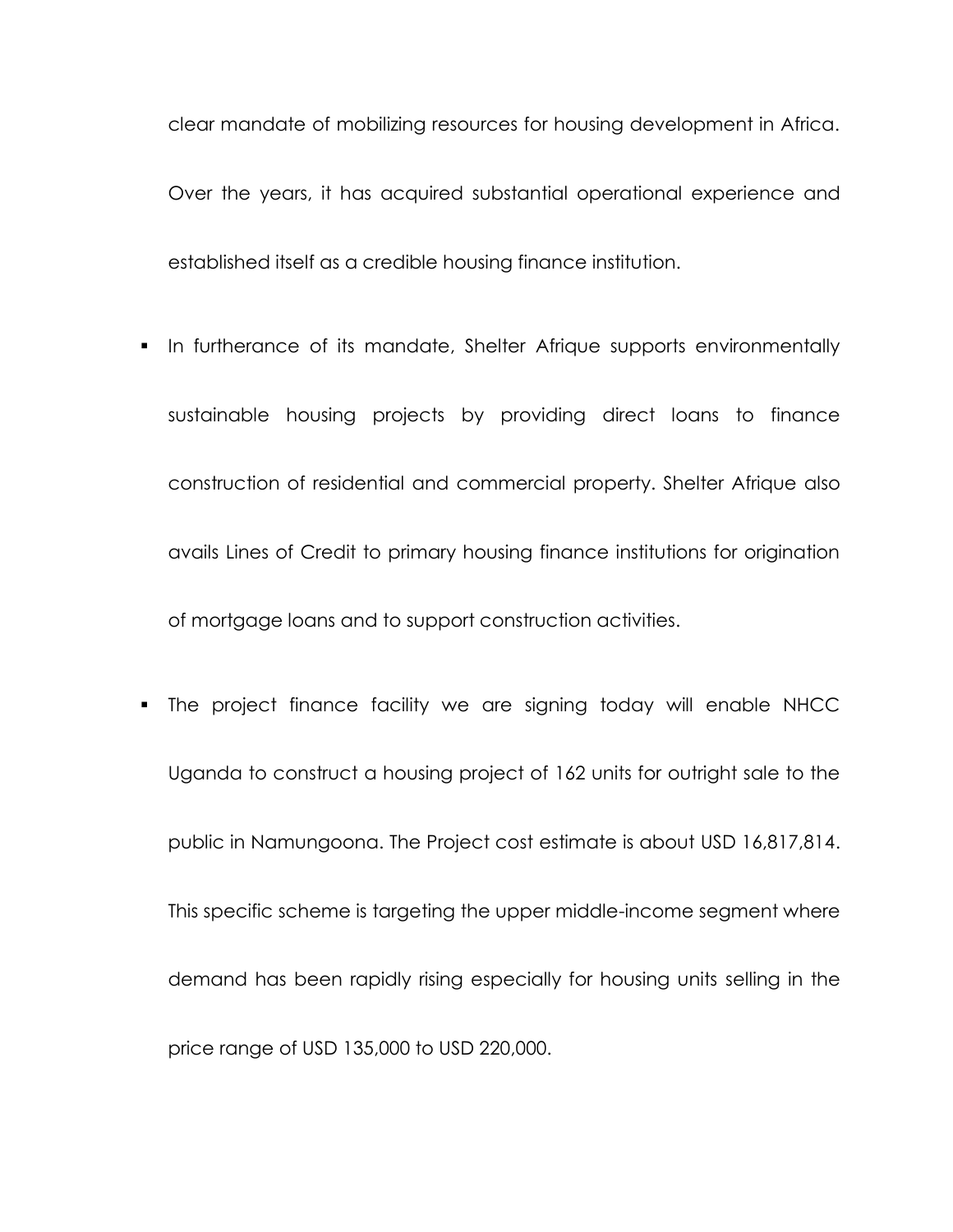clear mandate of mobilizing resources for housing development in Africa. Over the years, it has acquired substantial operational experience and established itself as a credible housing finance institution.

- In furtherance of its mandate, Shelter Afrique supports environmentally sustainable housing projects by providing direct loans to finance construction of residential and commercial property. Shelter Afrique also avails Lines of Credit to primary housing finance institutions for origination of mortgage loans and to support construction activities.

- The project finance facility we are signing today will enable NHCC Uganda to construct a housing project of 162 units for outright sale to the public in Namungoona. The Project cost estimate is about USD 16,817,814. This specific scheme is targeting the upper middle-income segment where demand has been rapidly rising especially for housing units selling in the price range of USD 135,000 to USD 220,000.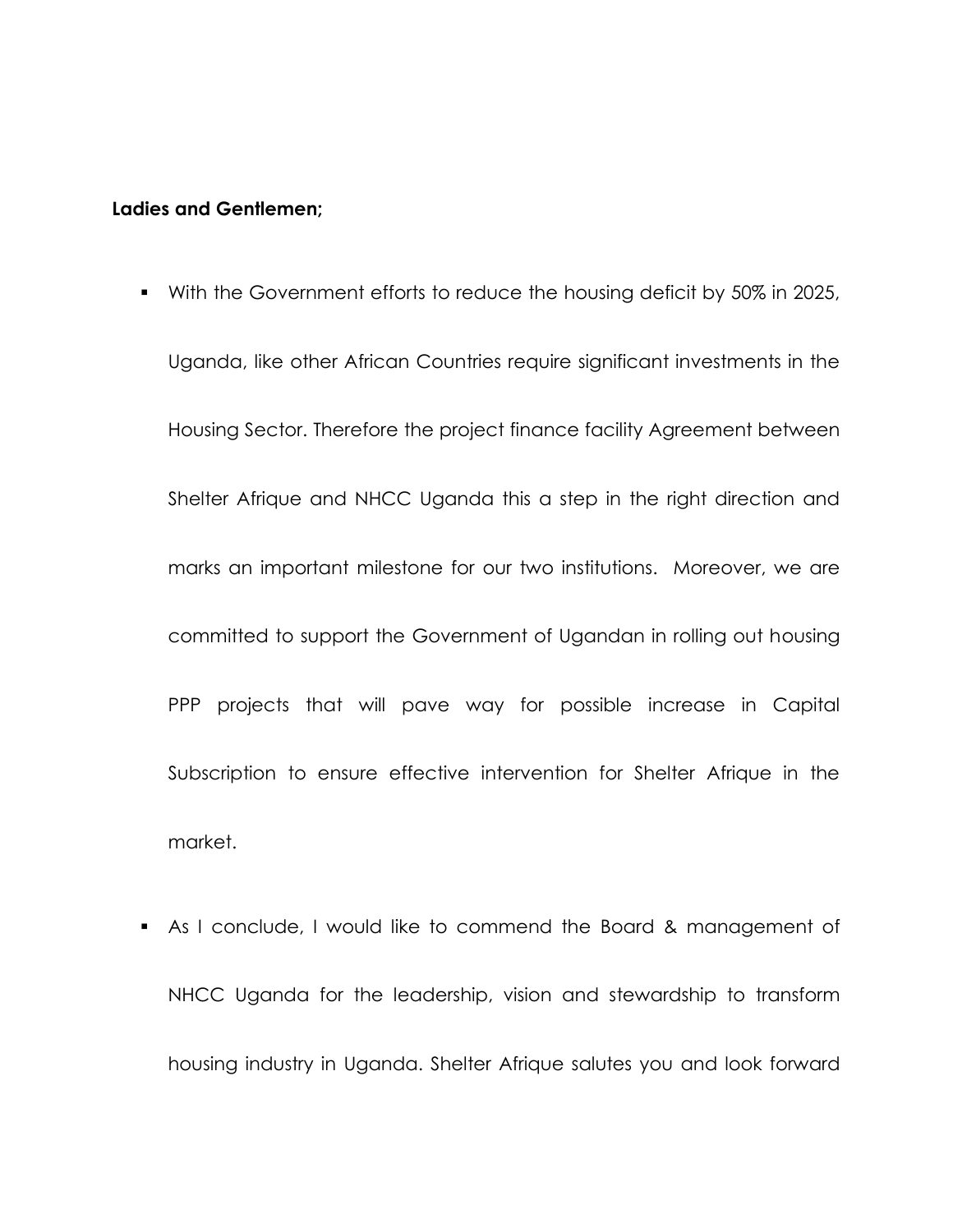**Ladies and Gentlemen;**

- With the Government efforts to reduce the housing deficit by 50% in 2025, Uganda, like other African Countries require significant investments in the Housing Sector. Therefore the project finance facility Agreement between Shelter Afrique and NHCC Uganda this a step in the right direction and marks an important milestone for our two institutions. Moreover, we are committed to support the Government of Ugandan in rolling out housing PPP projects that will pave way for possible increase in Capital Subscription to ensure effective intervention for Shelter Afrique in the market.

- As I conclude, I would like to commend the Board & management of NHCC Uganda for the leadership, vision and stewardship to transform housing industry in Uganda. Shelter Afrique salutes you and look forward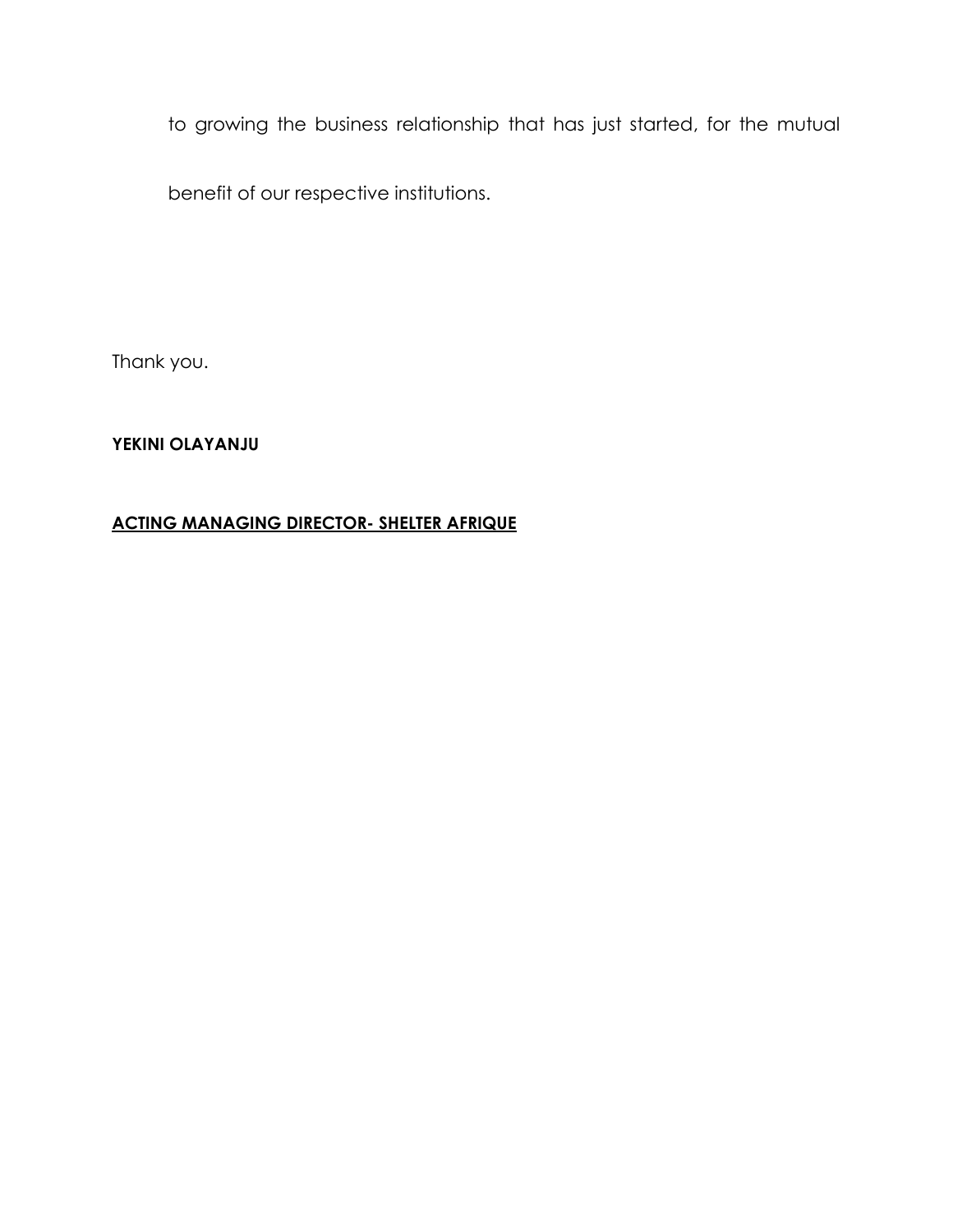to growing the business relationship that has just started, for the mutual benefit of our respective institutions.

Thank you.

**YEKINI OLAYANJU**

**ACTING MANAGING DIRECTOR- SHELTER AFRIQUE**